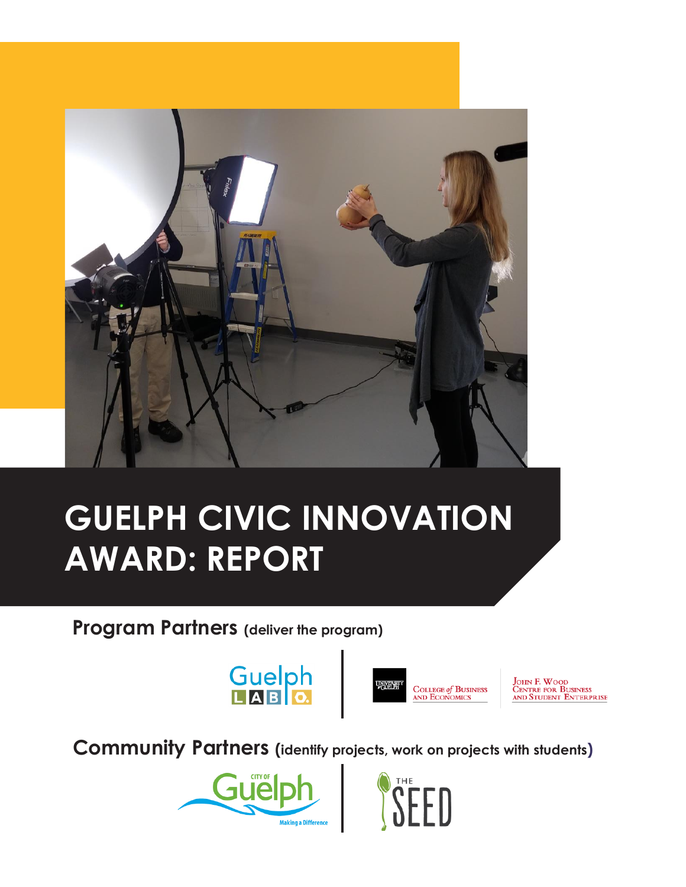# GUELPH CIVIC INNOVATION AWARD: REPORT

**Program Partners** (deliver the program)

Guelph LAB

University of Guelph College of Business and Economics

John F. Wood Centre for Business and Student Enterprise

**Community Partners** (identify projects, work on projects with students)

City of Guelph — Making a Difference

The SEED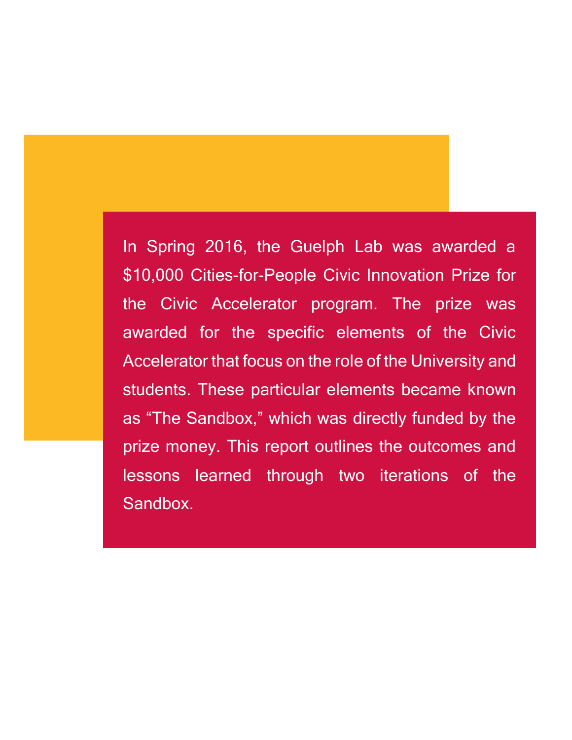In Spring 2016, the Guelph Lab was awarded a $10,000 Cities-for-People Civic Innovation Prize for the Civic Accelerator program. The prize was awarded for the specific elements of the Civic Accelerator that focus on the role of the University and students. These particular elements became known as “The Sandbox,” which was directly funded by the prize money. This report outlines the outcomes and lessons learned through two iterations of the Sandbox.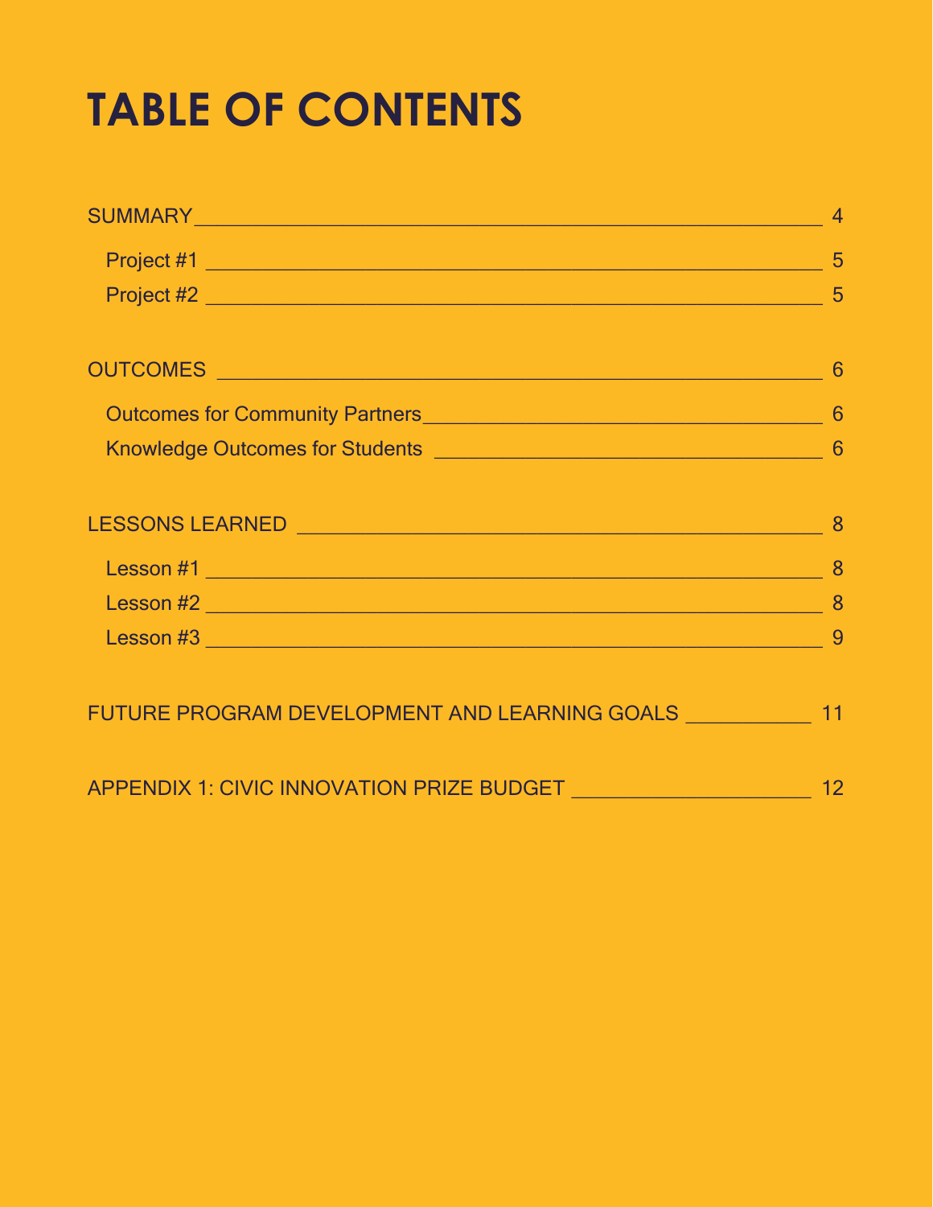# TABLE OF CONTENTS

SUMMARY ____________________ 4

- Project #1 ____________________ 5
- Project #2 ____________________ 5

OUTCOMES ____________________ 6

- Outcomes for Community Partners ____________________ 6
- Knowledge Outcomes for Students ____________________ 6

LESSONS LEARNED ____________________ 8

- Lesson #1 ____________________ 8
- Lesson #2 ____________________ 8
- Lesson #3 ____________________ 9

FUTURE PROGRAM DEVELOPMENT AND LEARNING GOALS ____________________ 11

APPENDIX 1: CIVIC INNOVATION PRIZE BUDGET ____________________ 12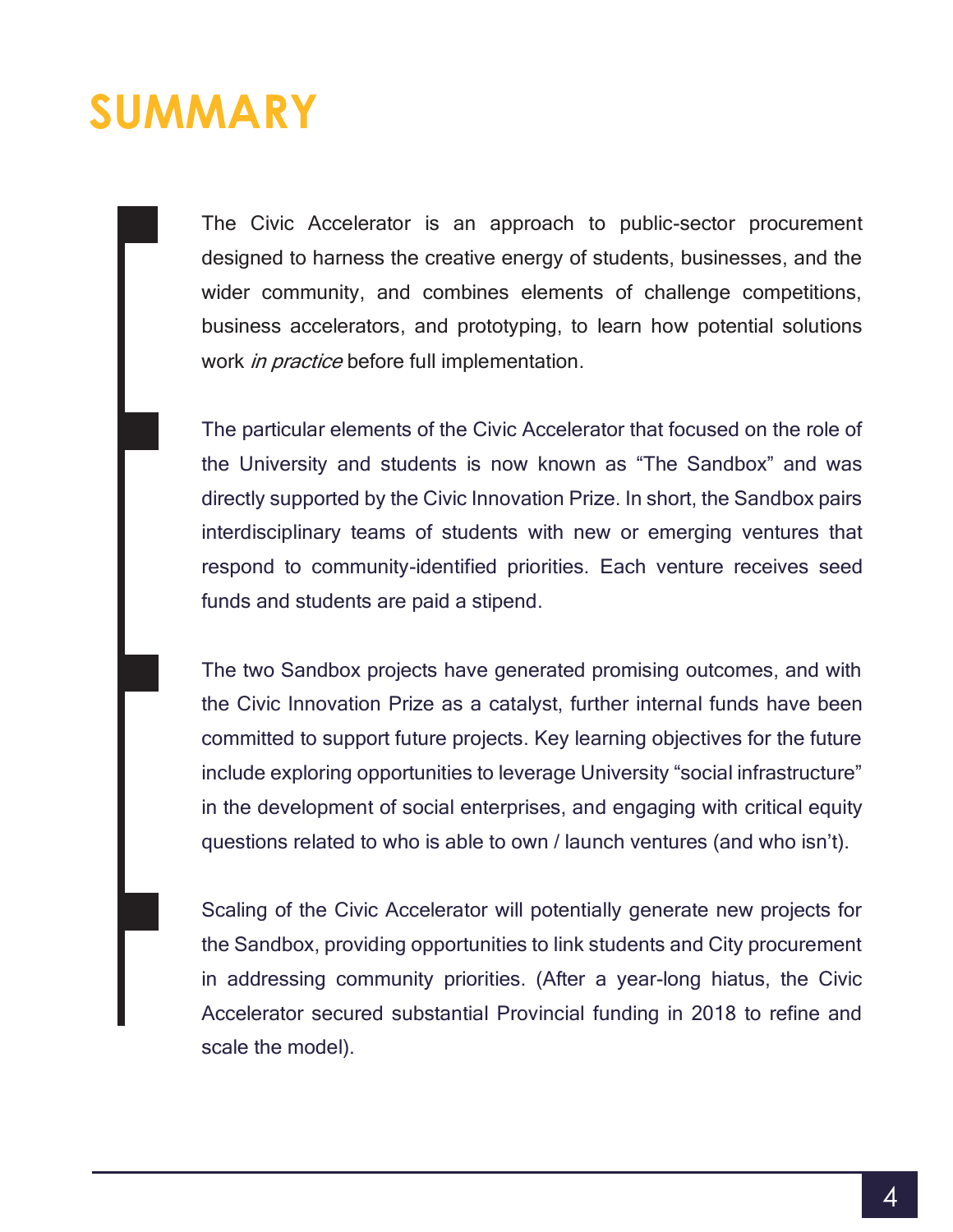# SUMMARY

The Civic Accelerator is an approach to public-sector procurement designed to harness the creative energy of students, businesses, and the wider community, and combines elements of challenge competitions, business accelerators, and prototyping, to learn how potential solutions work *in practice* before full implementation.

The particular elements of the Civic Accelerator that focused on the role of the University and students is now known as “The Sandbox” and was directly supported by the Civic Innovation Prize. In short, the Sandbox pairs interdisciplinary teams of students with new or emerging ventures that respond to community-identified priorities. Each venture receives seed funds and students are paid a stipend.

The two Sandbox projects have generated promising outcomes, and with the Civic Innovation Prize as a catalyst, further internal funds have been committed to support future projects. Key learning objectives for the future include exploring opportunities to leverage University “social infrastructure” in the development of social enterprises, and engaging with critical equity questions related to who is able to own / launch ventures (and who isn’t).

Scaling of the Civic Accelerator will potentially generate new projects for the Sandbox, providing opportunities to link students and City procurement in addressing community priorities. (After a year-long hiatus, the Civic Accelerator secured substantial Provincial funding in 2018 to refine and scale the model).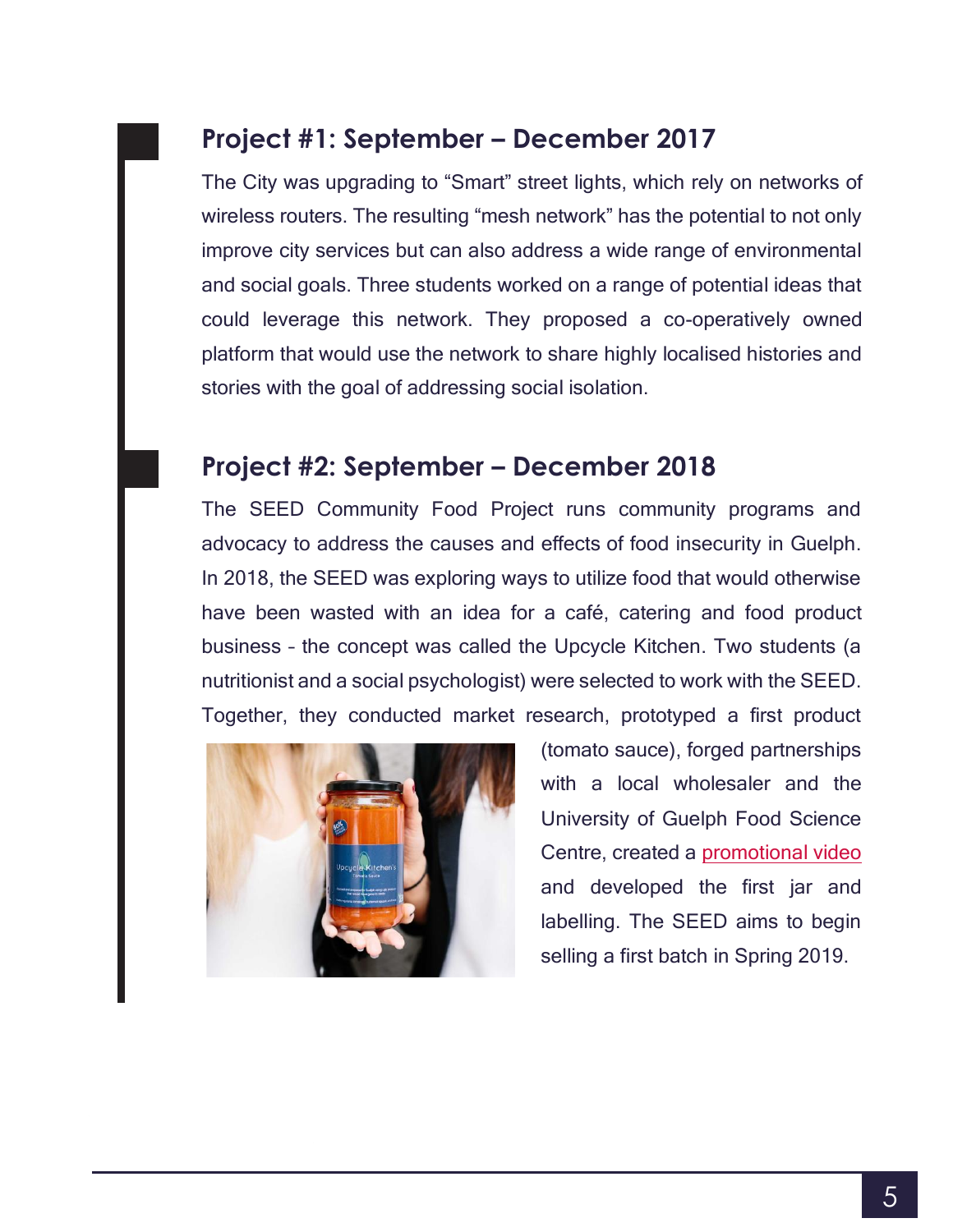## Project #1: September – December 2017

The City was upgrading to "Smart" street lights, which rely on networks of wireless routers. The resulting "mesh network" has the potential to not only improve city services but can also address a wide range of environmental and social goals. Three students worked on a range of potential ideas that could leverage this network. They proposed a co-operatively owned platform that would use the network to share highly localised histories and stories with the goal of addressing social isolation.

## Project #2: September – December 2018

The SEED Community Food Project runs community programs and advocacy to address the causes and effects of food insecurity in Guelph. In 2018, the SEED was exploring ways to utilize food that would otherwise have been wasted with an idea for a café, catering and food product business - the concept was called the Upcycle Kitchen. Two students (a nutritionist and a social psychologist) were selected to work with the SEED. Together, they conducted market research, prototyped a first product (tomato sauce), forged partnerships with a local wholesaler and the University of Guelph Food Science Centre, created a promotional video and developed the first jar and labelling. The SEED aims to begin selling a first batch in Spring 2019.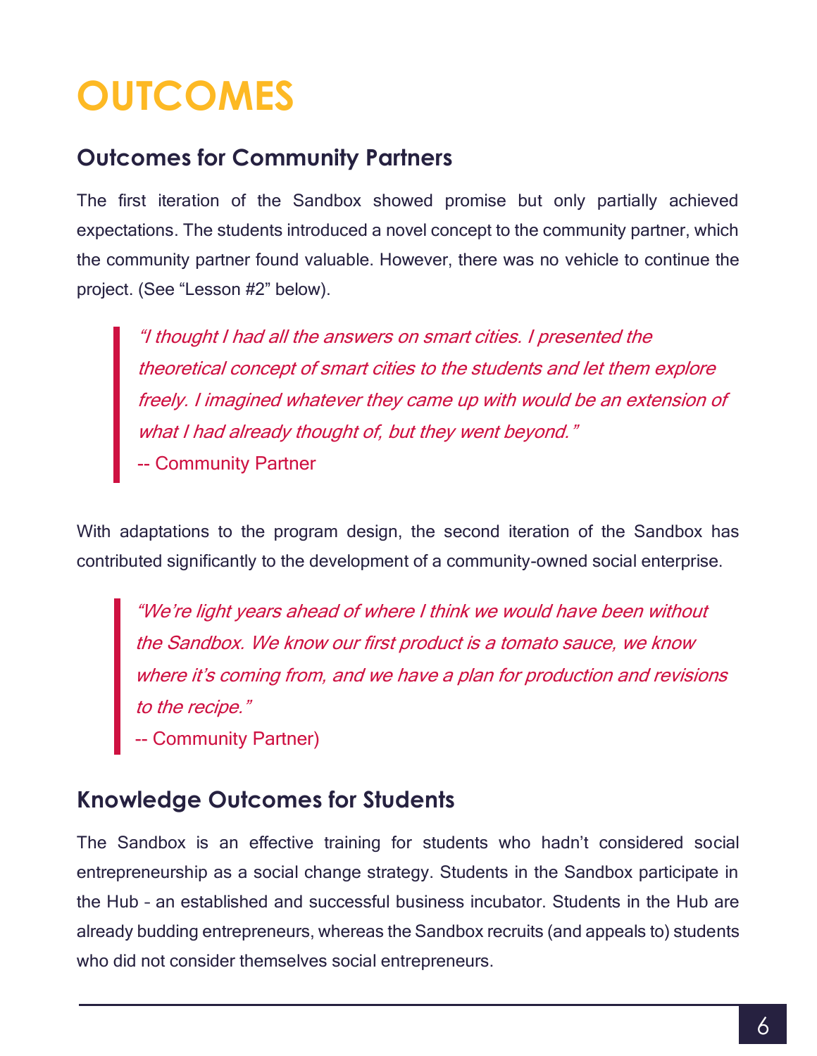# OUTCOMES

## Outcomes for Community Partners

The first iteration of the Sandbox showed promise but only partially achieved expectations. The students introduced a novel concept to the community partner, which the community partner found valuable. However, there was no vehicle to continue the project. (See "Lesson #2" below).

> *"I thought I had all the answers on smart cities. I presented the theoretical concept of smart cities to the students and let them explore freely. I imagined whatever they came up with would be an extension of what I had already thought of, but they went beyond."*
> -- Community Partner

With adaptations to the program design, the second iteration of the Sandbox has contributed significantly to the development of a community-owned social enterprise.

> *"We're light years ahead of where I think we would have been without the Sandbox. We know our first product is a tomato sauce, we know where it's coming from, and we have a plan for production and revisions to the recipe."*
> -- Community Partner)

## Knowledge Outcomes for Students

The Sandbox is an effective training for students who hadn't considered social entrepreneurship as a social change strategy. Students in the Sandbox participate in the Hub – an established and successful business incubator. Students in the Hub are already budding entrepreneurs, whereas the Sandbox recruits (and appeals to) students who did not consider themselves social entrepreneurs.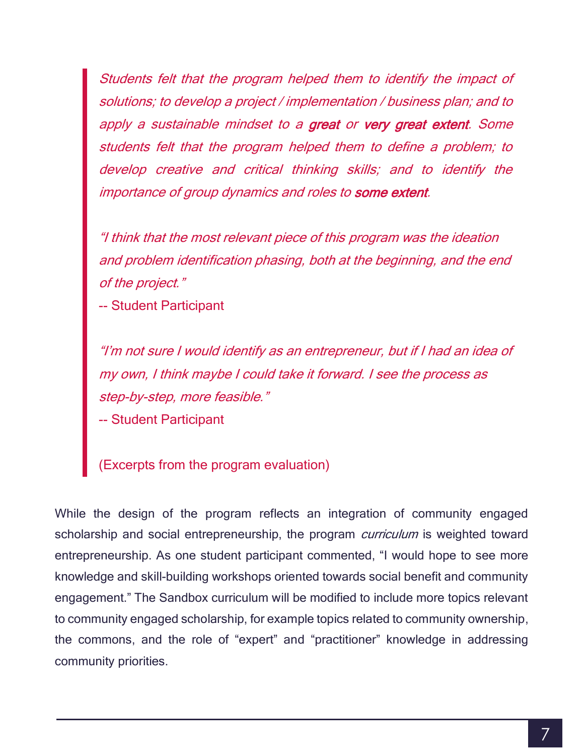> *Students felt that the program helped them to identify the impact of solutions; to develop a project / implementation / business plan; and to apply a sustainable mindset to a* ***great*** *or* ***very great extent****. Some students felt that the program helped them to define a problem; to develop creative and critical thinking skills; and to identify the importance of group dynamics and roles to* ***some extent****.*
>
> *"I think that the most relevant piece of this program was the ideation and problem identification phasing, both at the beginning, and the end of the project."*
> -- Student Participant
>
> *"I'm not sure I would identify as an entrepreneur, but if I had an idea of my own, I think maybe I could take it forward. I see the process as step-by-step, more feasible."*
> -- Student Participant
>
> (Excerpts from the program evaluation)

While the design of the program reflects an integration of community engaged scholarship and social entrepreneurship, the program *curriculum* is weighted toward entrepreneurship. As one student participant commented, "I would hope to see more knowledge and skill-building workshops oriented towards social benefit and community engagement." The Sandbox curriculum will be modified to include more topics relevant to community engaged scholarship, for example topics related to community ownership, the commons, and the role of "expert" and "practitioner" knowledge in addressing community priorities.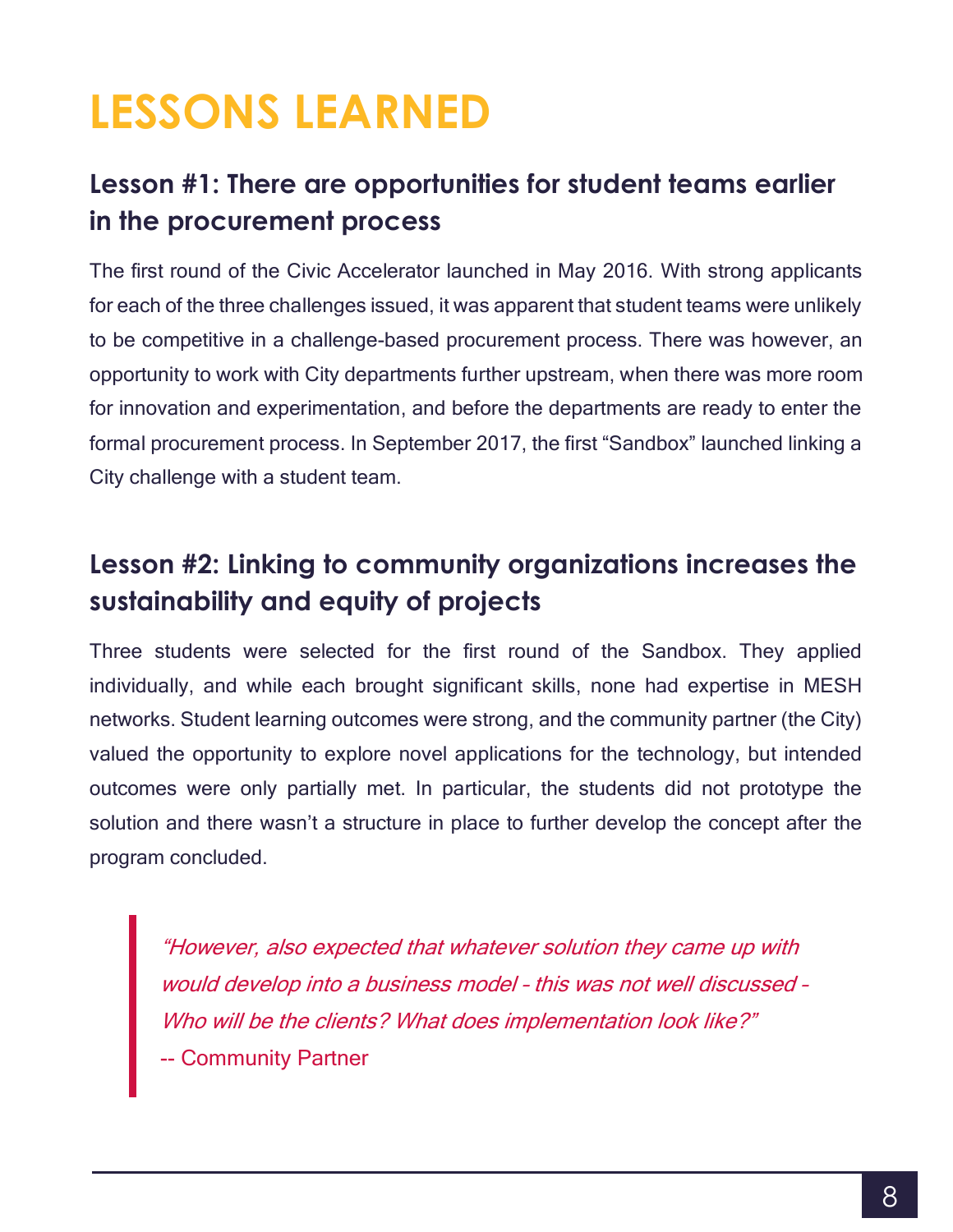# LESSONS LEARNED

## Lesson #1: There are opportunities for student teams earlier in the procurement process

The first round of the Civic Accelerator launched in May 2016. With strong applicants for each of the three challenges issued, it was apparent that student teams were unlikely to be competitive in a challenge-based procurement process. There was however, an opportunity to work with City departments further upstream, when there was more room for innovation and experimentation, and before the departments are ready to enter the formal procurement process. In September 2017, the first "Sandbox" launched linking a City challenge with a student team.

## Lesson #2: Linking to community organizations increases the sustainability and equity of projects

Three students were selected for the first round of the Sandbox. They applied individually, and while each brought significant skills, none had expertise in MESH networks. Student learning outcomes were strong, and the community partner (the City) valued the opportunity to explore novel applications for the technology, but intended outcomes were only partially met. In particular, the students did not prototype the solution and there wasn't a structure in place to further develop the concept after the program concluded.

> *"However, also expected that whatever solution they came up with would develop into a business model – this was not well discussed – Who will be the clients? What does implementation look like?"*
> -- Community Partner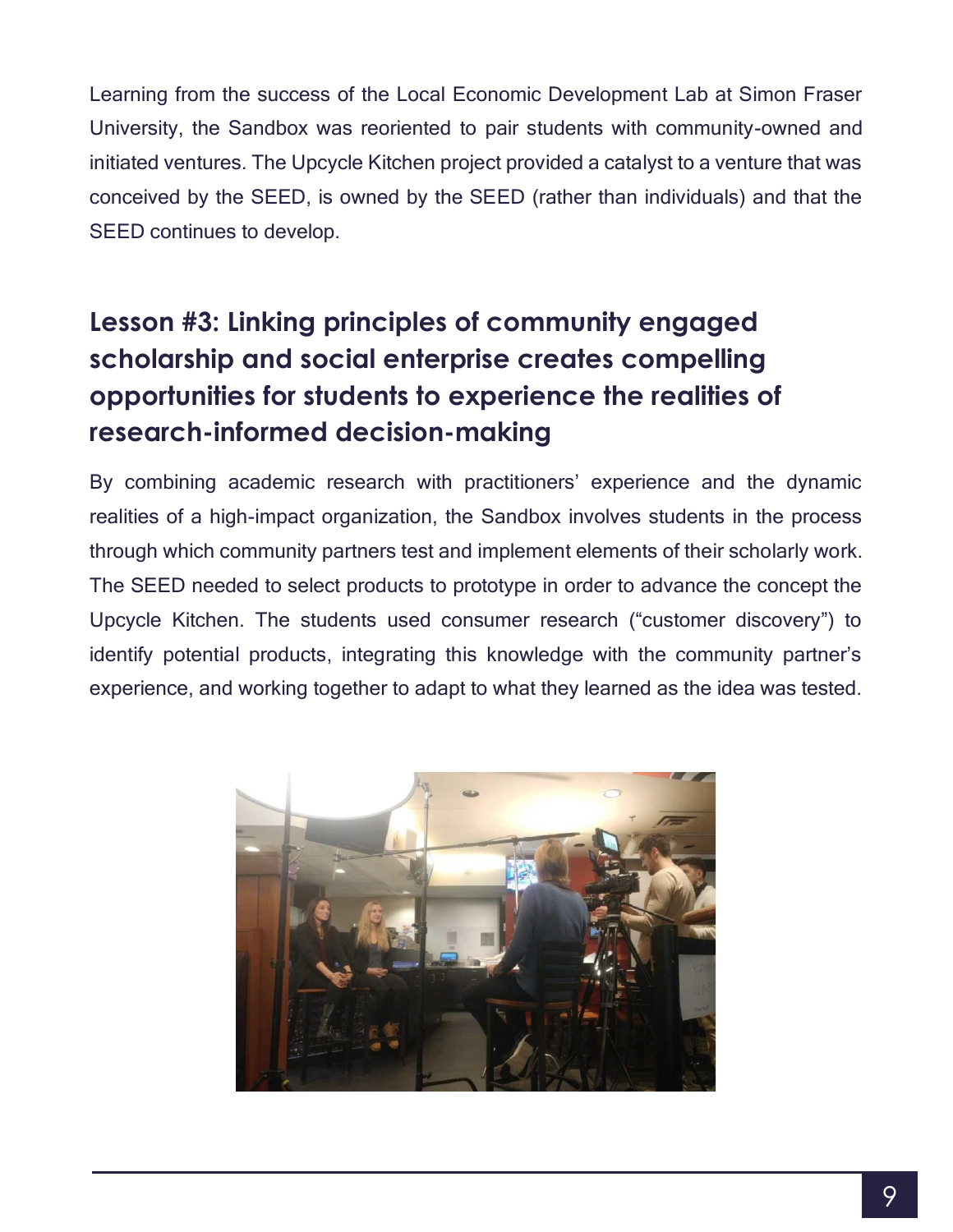Learning from the success of the Local Economic Development Lab at Simon Fraser University, the Sandbox was reoriented to pair students with community-owned and initiated ventures. The Upcycle Kitchen project provided a catalyst to a venture that was conceived by the SEED, is owned by the SEED (rather than individuals) and that the SEED continues to develop.

## Lesson #3: Linking principles of community engaged scholarship and social enterprise creates compelling opportunities for students to experience the realities of research-informed decision-making

By combining academic research with practitioners' experience and the dynamic realities of a high-impact organization, the Sandbox involves students in the process through which community partners test and implement elements of their scholarly work. The SEED needed to select products to prototype in order to advance the concept the Upcycle Kitchen. The students used consumer research ("customer discovery") to identify potential products, integrating this knowledge with the community partner's experience, and working together to adapt to what they learned as the idea was tested.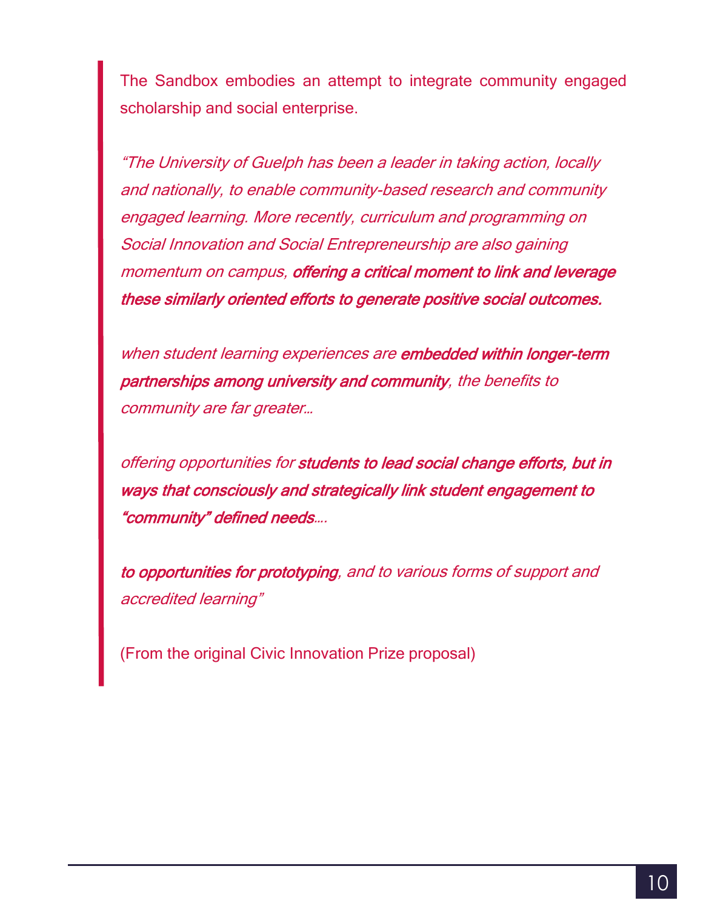> The Sandbox embodies an attempt to integrate community engaged scholarship and social enterprise.
>
> *"The University of Guelph has been a leader in taking action, locally and nationally, to enable community-based research and community engaged learning. More recently, curriculum and programming on Social Innovation and Social Entrepreneurship are also gaining momentum on campus, **offering a critical moment to link and leverage these similarly oriented efforts to generate positive social outcomes.***
>
> *when student learning experiences are **embedded within longer-term partnerships among university and community**, the benefits to community are far greater…*
>
> *offering opportunities for **students to lead social change efforts, but in ways that consciously and strategically link student engagement to "community" defined needs**….*
>
> ***to opportunities for prototyping**, and to various forms of support and accredited learning"*
>
> (From the original Civic Innovation Prize proposal)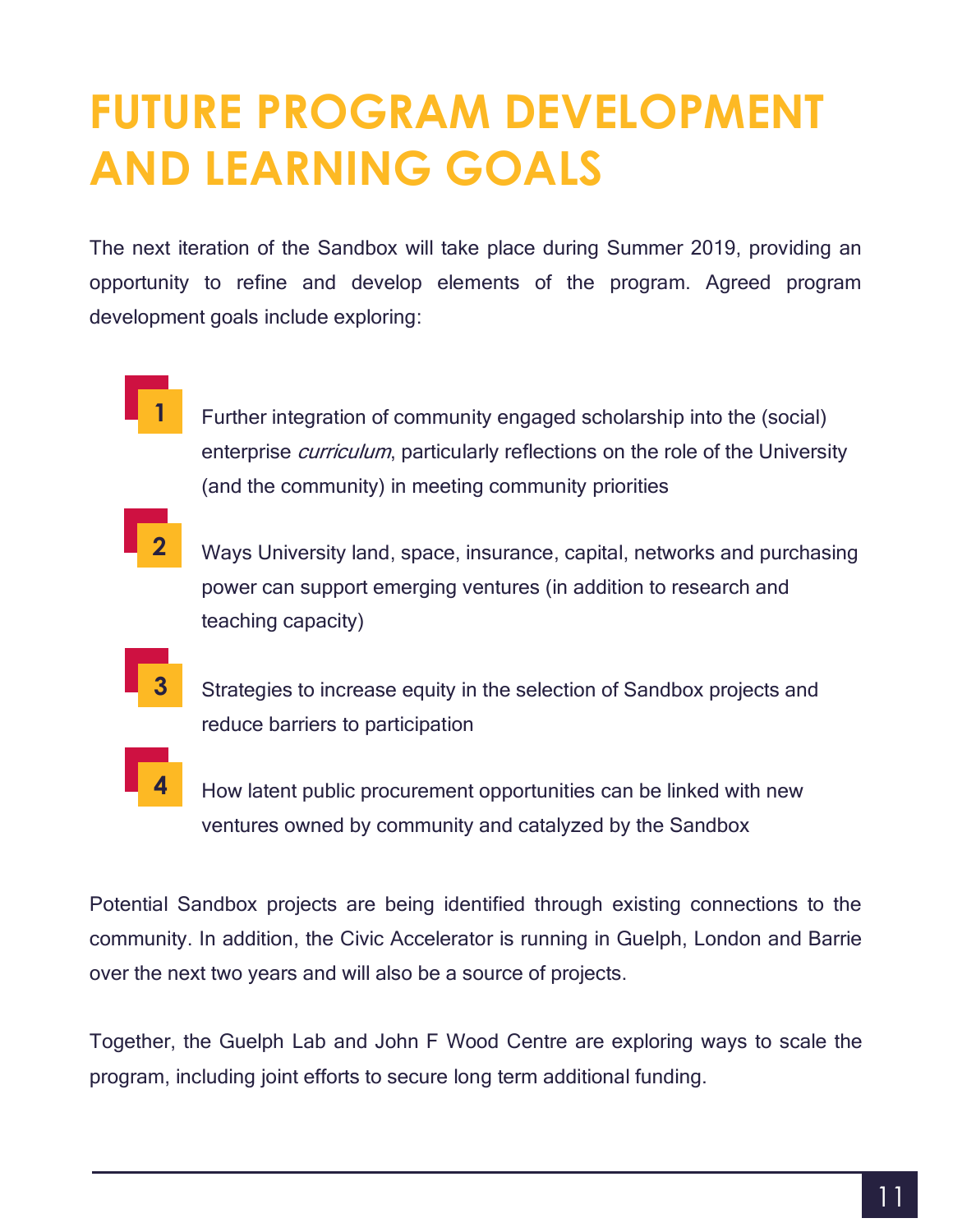# FUTURE PROGRAM DEVELOPMENT AND LEARNING GOALS

The next iteration of the Sandbox will take place during Summer 2019, providing an opportunity to refine and develop elements of the program. Agreed program development goals include exploring:

1. Further integration of community engaged scholarship into the (social) enterprise *curriculum*, particularly reflections on the role of the University (and the community) in meeting community priorities
2. Ways University land, space, insurance, capital, networks and purchasing power can support emerging ventures (in addition to research and teaching capacity)
3. Strategies to increase equity in the selection of Sandbox projects and reduce barriers to participation
4. How latent public procurement opportunities can be linked with new ventures owned by community and catalyzed by the Sandbox

Potential Sandbox projects are being identified through existing connections to the community. In addition, the Civic Accelerator is running in Guelph, London and Barrie over the next two years and will also be a source of projects.

Together, the Guelph Lab and John F Wood Centre are exploring ways to scale the program, including joint efforts to secure long term additional funding.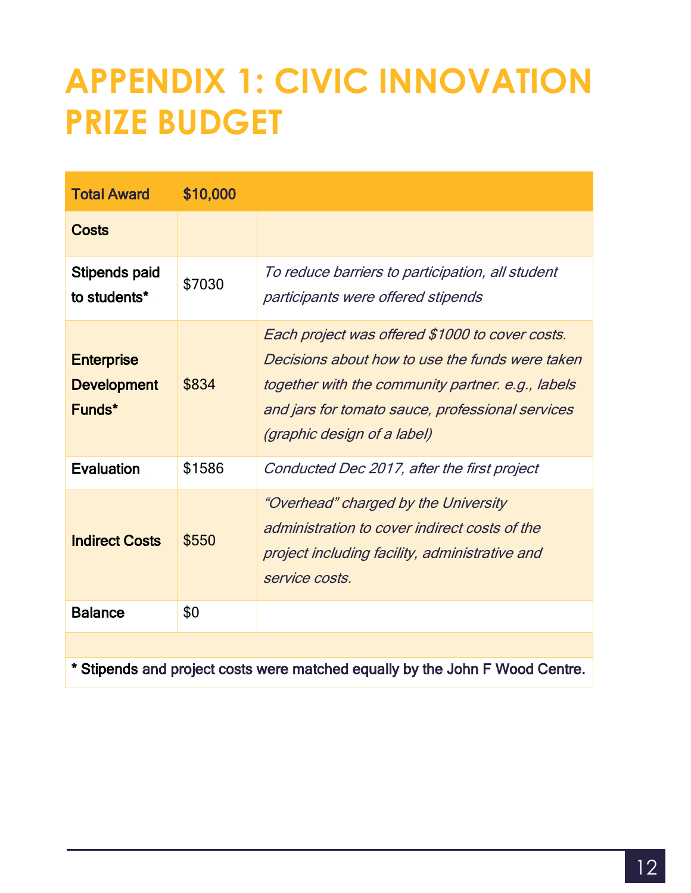# APPENDIX 1: CIVIC INNOVATION PRIZE BUDGET

| Total Award | $10,000 | |
|---|---|---|
| Costs | | |
| Stipends paid to students* | $7030 | *To reduce barriers to participation, all student participants were offered stipends* |
| Enterprise Development Funds* | $834 | *Each project was offered $1000 to cover costs. Decisions about how to use the funds were taken together with the community partner. e.g., labels and jars for tomato sauce, professional services (graphic design of a label)* |
| Evaluation | $1586 | *Conducted Dec 2017, after the first project* |
| Indirect Costs | $550 | *"Overhead" charged by the University administration to cover indirect costs of the project including facility, administrative and service costs.* |
| Balance | $0 | |

* Stipends and project costs were matched equally by the John F Wood Centre.